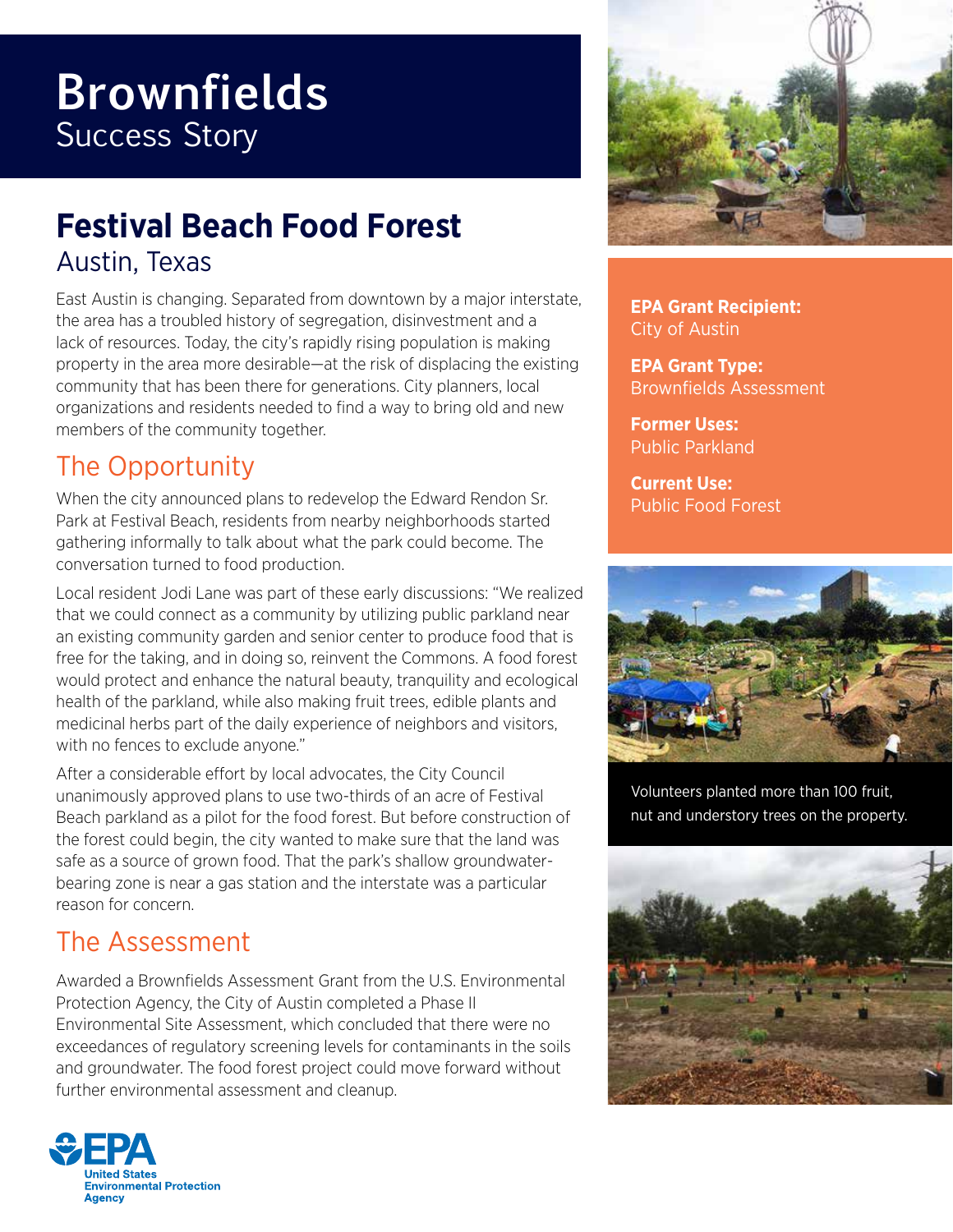# Brownfields
Success Story

## Festival Beach Food Forest
Austin, Texas

East Austin is changing. Separated from downtown by a major interstate, the area has a troubled history of segregation, disinvestment and a lack of resources. Today, the city's rapidly rising population is making property in the area more desirable—at the risk of displacing the existing community that has been there for generations. City planners, local organizations and residents needed to find a way to bring old and new members of the community together.

### The Opportunity

When the city announced plans to redevelop the Edward Rendon Sr. Park at Festival Beach, residents from nearby neighborhoods started gathering informally to talk about what the park could become. The conversation turned to food production.

Local resident Jodi Lane was part of these early discussions: "We realized that we could connect as a community by utilizing public parkland near an existing community garden and senior center to produce food that is free for the taking, and in doing so, reinvent the Commons. A food forest would protect and enhance the natural beauty, tranquility and ecological health of the parkland, while also making fruit trees, edible plants and medicinal herbs part of the daily experience of neighbors and visitors, with no fences to exclude anyone."

After a considerable effort by local advocates, the City Council unanimously approved plans to use two-thirds of an acre of Festival Beach parkland as a pilot for the food forest. But before construction of the forest could begin, the city wanted to make sure that the land was safe as a source of grown food. That the park's shallow groundwater-bearing zone is near a gas station and the interstate was a particular reason for concern.

### The Assessment

Awarded a Brownfields Assessment Grant from the U.S. Environmental Protection Agency, the City of Austin completed a Phase II Environmental Site Assessment, which concluded that there were no exceedances of regulatory screening levels for contaminants in the soils and groundwater. The food forest project could move forward without further environmental assessment and cleanup.

**EPA Grant Recipient:**
City of Austin

**EPA Grant Type:**
Brownfields Assessment

**Former Uses:**
Public Parkland

**Current Use:**
Public Food Forest

Volunteers planted more than 100 fruit, nut and understory trees on the property.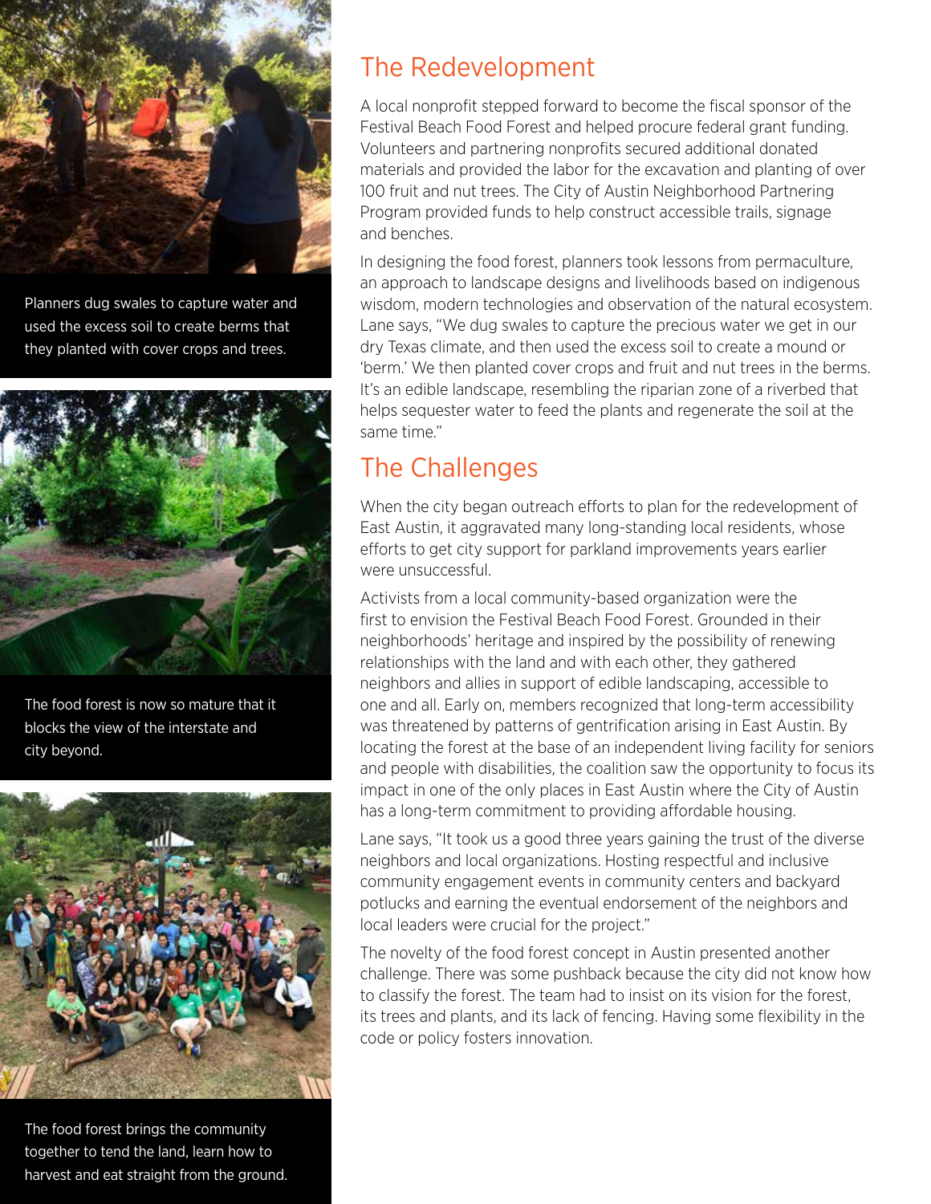Planners dug swales to capture water and used the excess soil to create berms that they planted with cover crops and trees.

The food forest is now so mature that it blocks the view of the interstate and city beyond.

The food forest brings the community together to tend the land, learn how to harvest and eat straight from the ground.

## The Redevelopment

A local nonprofit stepped forward to become the fiscal sponsor of the Festival Beach Food Forest and helped procure federal grant funding. Volunteers and partnering nonprofits secured additional donated materials and provided the labor for the excavation and planting of over 100 fruit and nut trees. The City of Austin Neighborhood Partnering Program provided funds to help construct accessible trails, signage and benches.

In designing the food forest, planners took lessons from permaculture, an approach to landscape designs and livelihoods based on indigenous wisdom, modern technologies and observation of the natural ecosystem. Lane says, "We dug swales to capture the precious water we get in our dry Texas climate, and then used the excess soil to create a mound or 'berm.' We then planted cover crops and fruit and nut trees in the berms. It's an edible landscape, resembling the riparian zone of a riverbed that helps sequester water to feed the plants and regenerate the soil at the same time."

## The Challenges

When the city began outreach efforts to plan for the redevelopment of East Austin, it aggravated many long-standing local residents, whose efforts to get city support for parkland improvements years earlier were unsuccessful.

Activists from a local community-based organization were the first to envision the Festival Beach Food Forest. Grounded in their neighborhoods' heritage and inspired by the possibility of renewing relationships with the land and with each other, they gathered neighbors and allies in support of edible landscaping, accessible to one and all. Early on, members recognized that long-term accessibility was threatened by patterns of gentrification arising in East Austin. By locating the forest at the base of an independent living facility for seniors and people with disabilities, the coalition saw the opportunity to focus its impact in one of the only places in East Austin where the City of Austin has a long-term commitment to providing affordable housing.

Lane says, "It took us a good three years gaining the trust of the diverse neighbors and local organizations. Hosting respectful and inclusive community engagement events in community centers and backyard potlucks and earning the eventual endorsement of the neighbors and local leaders were crucial for the project."

The novelty of the food forest concept in Austin presented another challenge. There was some pushback because the city did not know how to classify the forest. The team had to insist on its vision for the forest, its trees and plants, and its lack of fencing. Having some flexibility in the code or policy fosters innovation.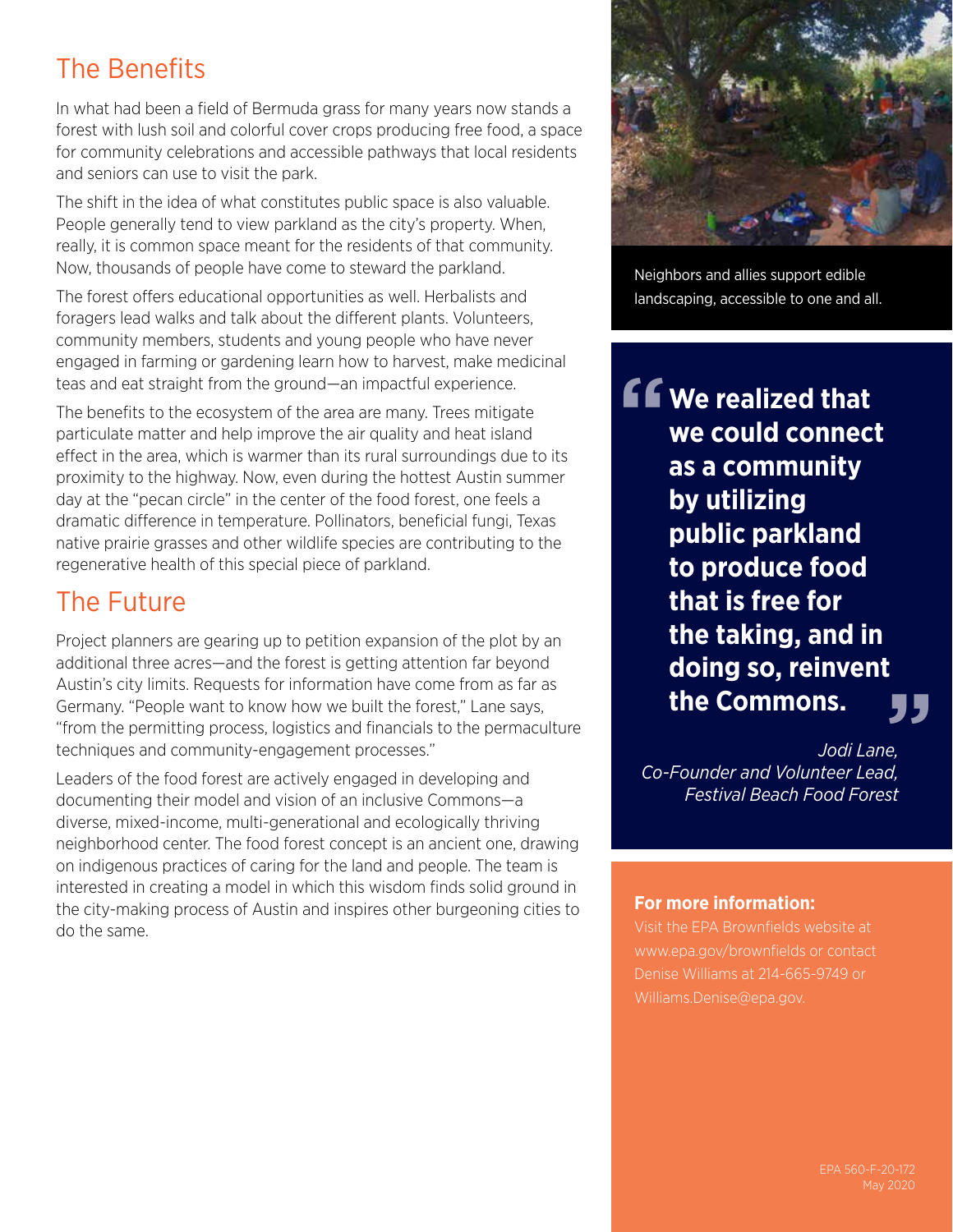## The Benefits

In what had been a field of Bermuda grass for many years now stands a forest with lush soil and colorful cover crops producing free food, a space for community celebrations and accessible pathways that local residents and seniors can use to visit the park.

The shift in the idea of what constitutes public space is also valuable. People generally tend to view parkland as the city's property. When, really, it is common space meant for the residents of that community. Now, thousands of people have come to steward the parkland.

The forest offers educational opportunities as well. Herbalists and foragers lead walks and talk about the different plants. Volunteers, community members, students and young people who have never engaged in farming or gardening learn how to harvest, make medicinal teas and eat straight from the ground—an impactful experience.

The benefits to the ecosystem of the area are many. Trees mitigate particulate matter and help improve the air quality and heat island effect in the area, which is warmer than its rural surroundings due to its proximity to the highway. Now, even during the hottest Austin summer day at the "pecan circle" in the center of the food forest, one feels a dramatic difference in temperature. Pollinators, beneficial fungi, Texas native prairie grasses and other wildlife species are contributing to the regenerative health of this special piece of parkland.

## The Future

Project planners are gearing up to petition expansion of the plot by an additional three acres—and the forest is getting attention far beyond Austin's city limits. Requests for information have come from as far as Germany. "People want to know how we built the forest," Lane says, "from the permitting process, logistics and financials to the permaculture techniques and community-engagement processes."

Leaders of the food forest are actively engaged in developing and documenting their model and vision of an inclusive Commons—a diverse, mixed-income, multi-generational and ecologically thriving neighborhood center. The food forest concept is an ancient one, drawing on indigenous practices of caring for the land and people. The team is interested in creating a model in which this wisdom finds solid ground in the city-making process of Austin and inspires other burgeoning cities to do the same.

Neighbors and allies support edible landscaping, accessible to one and all.

> **"We realized that we could connect as a community by utilizing public parkland to produce food that is free for the taking, and in doing so, reinvent the Commons."**
>
> *Jodi Lane, Co-Founder and Volunteer Lead, Festival Beach Food Forest*

**For more information:**

Visit the EPA Brownfields website at www.epa.gov/brownfields or contact Denise Williams at 214-665-9749 or Williams.Denise@epa.gov.

EPA 560-F-20-172
May 2020